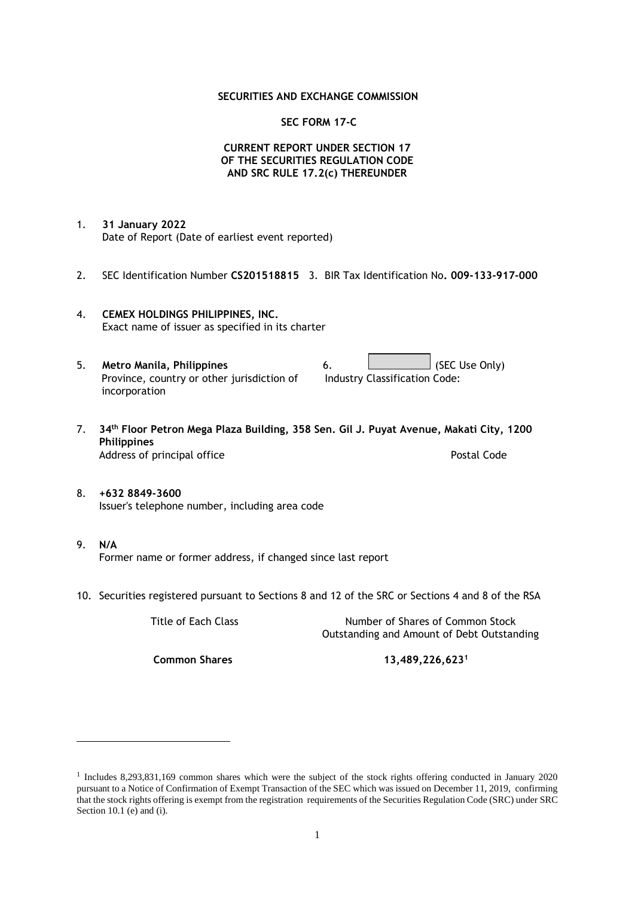**SECURITIES AND EXCHANGE COMMISSION**

**SEC FORM 17-C**

**CURRENT REPORT UNDER SECTION 17 OF THE SECURITIES REGULATION CODE AND SRC RULE 17.2(c) THEREUNDER**

1. **31 January 2022**
   Date of Report (Date of earliest event reported)

2. SEC Identification Number **CS201518815** 3. BIR Tax Identification No**. 009-133-917-000**

4. **CEMEX HOLDINGS PHILIPPINES, INC.**
   Exact name of issuer as specified in its charter

5. **Metro Manila, Philippines**
   Province, country or other jurisdiction of incorporation

6. (SEC Use Only)
   Industry Classification Code:

7. **34th Floor Petron Mega Plaza Building, 358 Sen. Gil J. Puyat Avenue, Makati City, 1200 Philippines**
   Address of principal office — Postal Code

8. **+632 8849-3600**
   Issuer's telephone number, including area code

9. **N/A**
   Former name or former address, if changed since last report

10. Securities registered pursuant to Sections 8 and 12 of the SRC or Sections 4 and 8 of the RSA

| Title of Each Class | Number of Shares of Common Stock Outstanding and Amount of Debt Outstanding |
|---|---|
| **Common Shares** | **13,489,226,623**[1] |

---

[1] Includes 8,293,831,169 common shares which were the subject of the stock rights offering conducted in January 2020 pursuant to a Notice of Confirmation of Exempt Transaction of the SEC which was issued on December 11, 2019, confirming that the stock rights offering is exempt from the registration requirements of the Securities Regulation Code (SRC) under SRC Section 10.1 (e) and (i).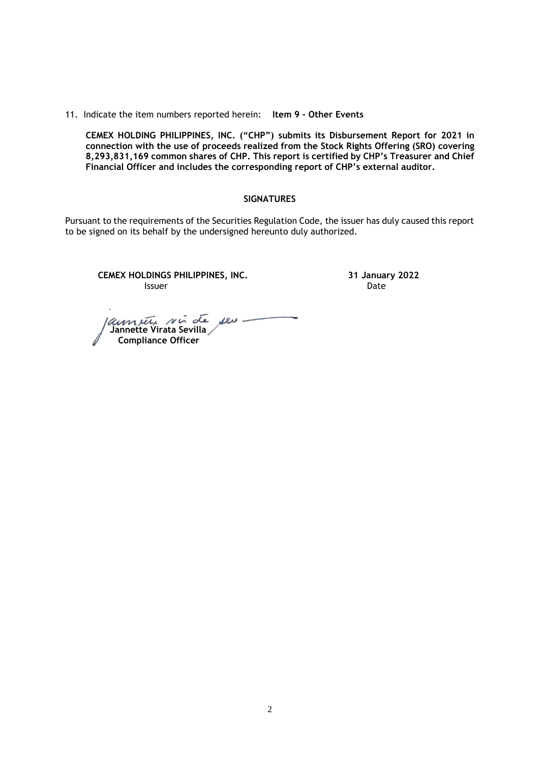11. Indicate the item numbers reported herein: **Item 9 - Other Events**

**CEMEX HOLDING PHILIPPINES, INC. ("CHP") submits its Disbursement Report for 2021 in connection with the use of proceeds realized from the Stock Rights Offering (SRO) covering 8,293,831,169 common shares of CHP. This report is certified by CHP's Treasurer and Chief Financial Officer and includes the corresponding report of CHP's external auditor.**

**SIGNATURES**

Pursuant to the requirements of the Securities Regulation Code, the issuer has duly caused this report to be signed on its behalf by the undersigned hereunto duly authorized.

| | |
|---|---|
| **CEMEX HOLDINGS PHILIPPINES, INC.** | **31 January 2022** |
| Issuer | Date |

**Jannette Virata Sevilla**
**Compliance Officer**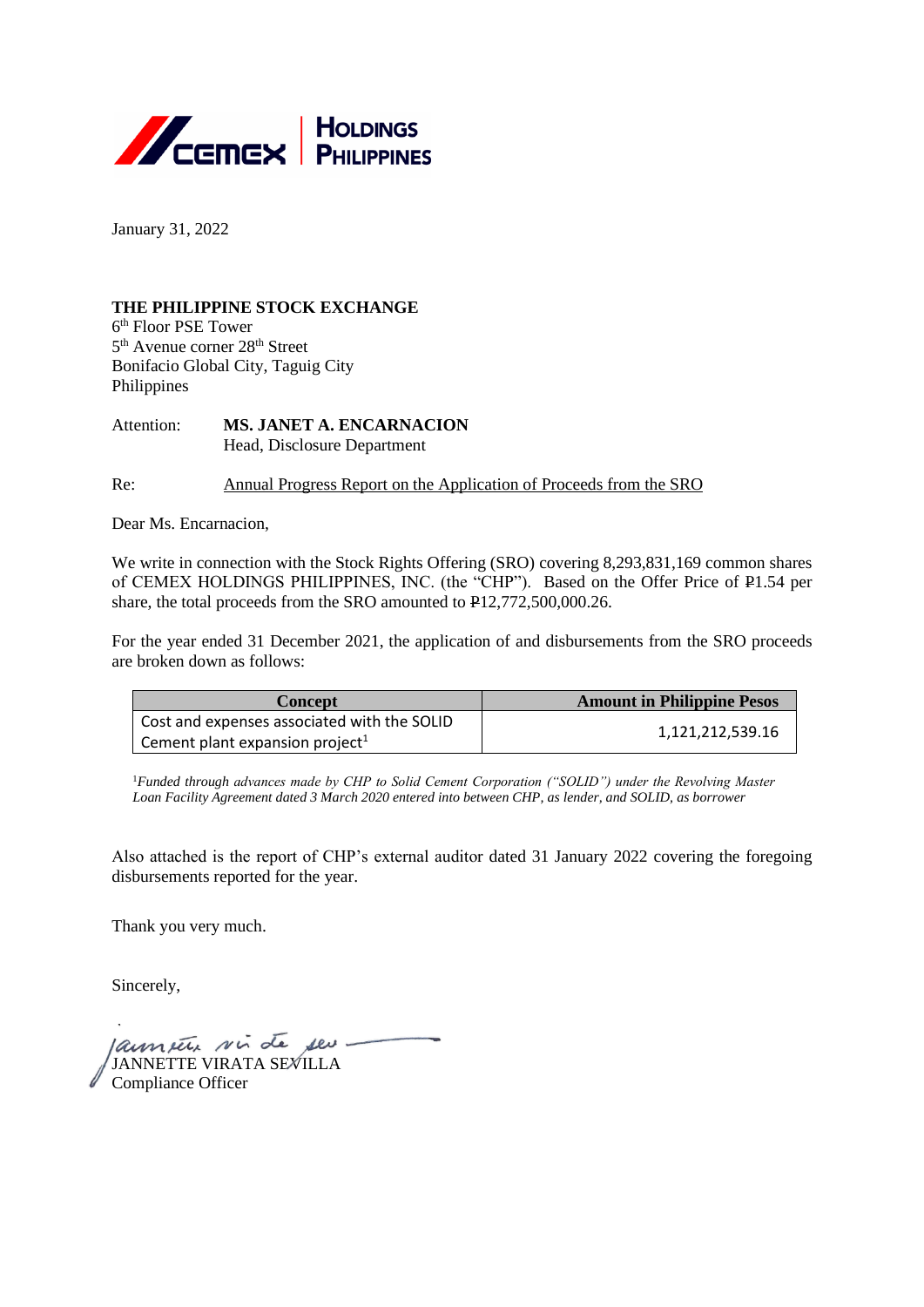**CEMEX | HOLDINGS PHILIPPINES**

January 31, 2022

**THE PHILIPPINE STOCK EXCHANGE**
6th Floor PSE Tower
5th Avenue corner 28th Street
Bonifacio Global City, Taguig City
Philippines

Attention: **MS. JANET A. ENCARNACION**
Head, Disclosure Department

Re: Annual Progress Report on the Application of Proceeds from the SRO

Dear Ms. Encarnacion,

We write in connection with the Stock Rights Offering (SRO) covering 8,293,831,169 common shares of CEMEX HOLDINGS PHILIPPINES, INC. (the "CHP"). Based on the Offer Price of ₱1.54 per share, the total proceeds from the SRO amounted to ₱12,772,500,000.26.

For the year ended 31 December 2021, the application of and disbursements from the SRO proceeds are broken down as follows:

| Concept | Amount in Philippine Pesos |
|---|---|
| Cost and expenses associated with the SOLID Cement plant expansion project[1] | 1,121,212,539.16 |

[1]*Funded through advances made by CHP to Solid Cement Corporation ("SOLID") under the Revolving Master Loan Facility Agreement dated 3 March 2020 entered into between CHP, as lender, and SOLID, as borrower*

Also attached is the report of CHP's external auditor dated 31 January 2022 covering the foregoing disbursements reported for the year.

Thank you very much.

Sincerely,

JANNETTE VIRATA SEVILLA
Compliance Officer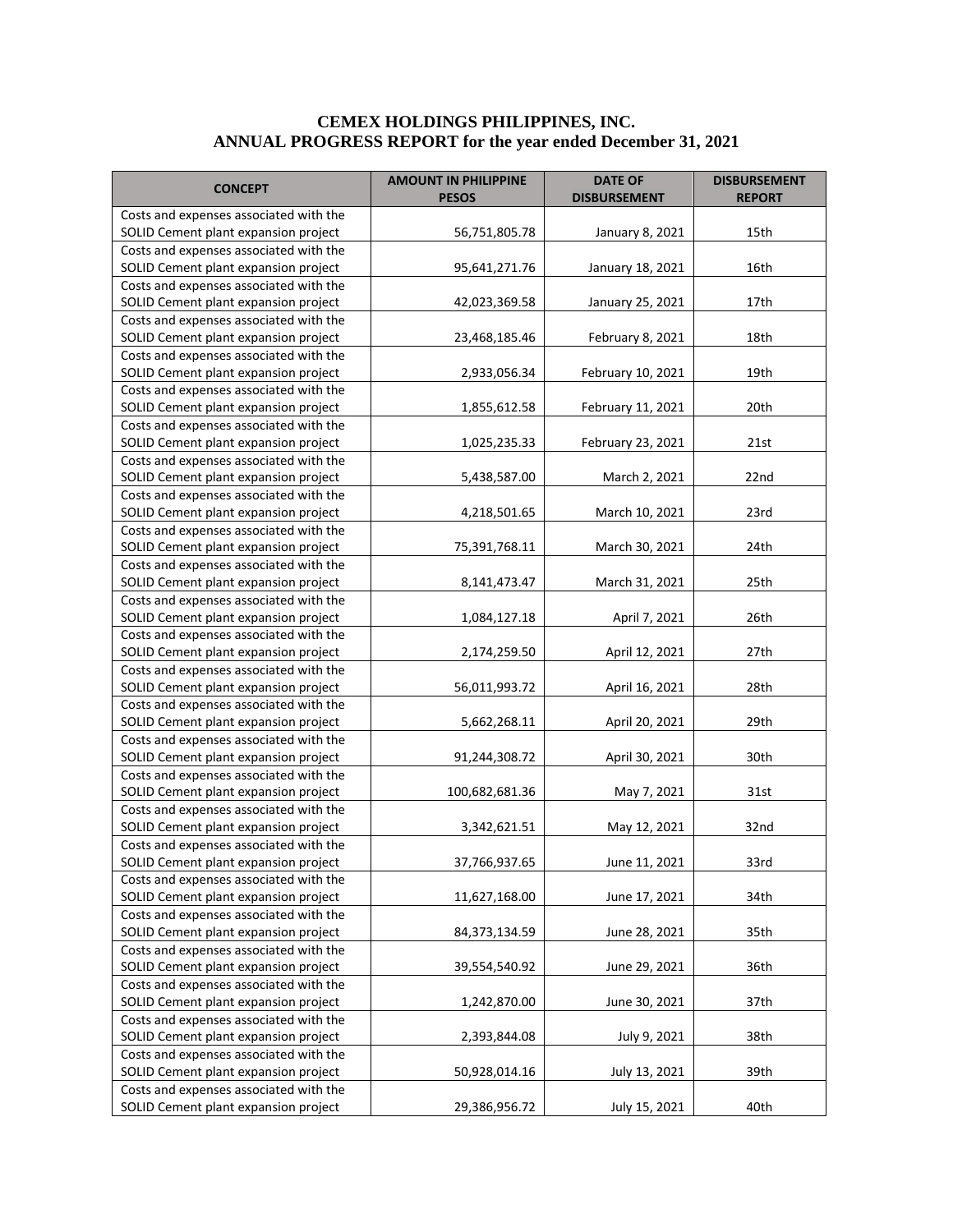**CEMEX HOLDINGS PHILIPPINES, INC.**
**ANNUAL PROGRESS REPORT for the year ended December 31, 2021**

| CONCEPT | AMOUNT IN PHILIPPINE PESOS | DATE OF DISBURSEMENT | DISBURSEMENT REPORT |
|---|---|---|---|
| Costs and expenses associated with the SOLID Cement plant expansion project | 56,751,805.78 | January 8, 2021 | 15th |
| Costs and expenses associated with the SOLID Cement plant expansion project | 95,641,271.76 | January 18, 2021 | 16th |
| Costs and expenses associated with the SOLID Cement plant expansion project | 42,023,369.58 | January 25, 2021 | 17th |
| Costs and expenses associated with the SOLID Cement plant expansion project | 23,468,185.46 | February 8, 2021 | 18th |
| Costs and expenses associated with the SOLID Cement plant expansion project | 2,933,056.34 | February 10, 2021 | 19th |
| Costs and expenses associated with the SOLID Cement plant expansion project | 1,855,612.58 | February 11, 2021 | 20th |
| Costs and expenses associated with the SOLID Cement plant expansion project | 1,025,235.33 | February 23, 2021 | 21st |
| Costs and expenses associated with the SOLID Cement plant expansion project | 5,438,587.00 | March 2, 2021 | 22nd |
| Costs and expenses associated with the SOLID Cement plant expansion project | 4,218,501.65 | March 10, 2021 | 23rd |
| Costs and expenses associated with the SOLID Cement plant expansion project | 75,391,768.11 | March 30, 2021 | 24th |
| Costs and expenses associated with the SOLID Cement plant expansion project | 8,141,473.47 | March 31, 2021 | 25th |
| Costs and expenses associated with the SOLID Cement plant expansion project | 1,084,127.18 | April 7, 2021 | 26th |
| Costs and expenses associated with the SOLID Cement plant expansion project | 2,174,259.50 | April 12, 2021 | 27th |
| Costs and expenses associated with the SOLID Cement plant expansion project | 56,011,993.72 | April 16, 2021 | 28th |
| Costs and expenses associated with the SOLID Cement plant expansion project | 5,662,268.11 | April 20, 2021 | 29th |
| Costs and expenses associated with the SOLID Cement plant expansion project | 91,244,308.72 | April 30, 2021 | 30th |
| Costs and expenses associated with the SOLID Cement plant expansion project | 100,682,681.36 | May 7, 2021 | 31st |
| Costs and expenses associated with the SOLID Cement plant expansion project | 3,342,621.51 | May 12, 2021 | 32nd |
| Costs and expenses associated with the SOLID Cement plant expansion project | 37,766,937.65 | June 11, 2021 | 33rd |
| Costs and expenses associated with the SOLID Cement plant expansion project | 11,627,168.00 | June 17, 2021 | 34th |
| Costs and expenses associated with the SOLID Cement plant expansion project | 84,373,134.59 | June 28, 2021 | 35th |
| Costs and expenses associated with the SOLID Cement plant expansion project | 39,554,540.92 | June 29, 2021 | 36th |
| Costs and expenses associated with the SOLID Cement plant expansion project | 1,242,870.00 | June 30, 2021 | 37th |
| Costs and expenses associated with the SOLID Cement plant expansion project | 2,393,844.08 | July 9, 2021 | 38th |
| Costs and expenses associated with the SOLID Cement plant expansion project | 50,928,014.16 | July 13, 2021 | 39th |
| Costs and expenses associated with the SOLID Cement plant expansion project | 29,386,956.72 | July 15, 2021 | 40th |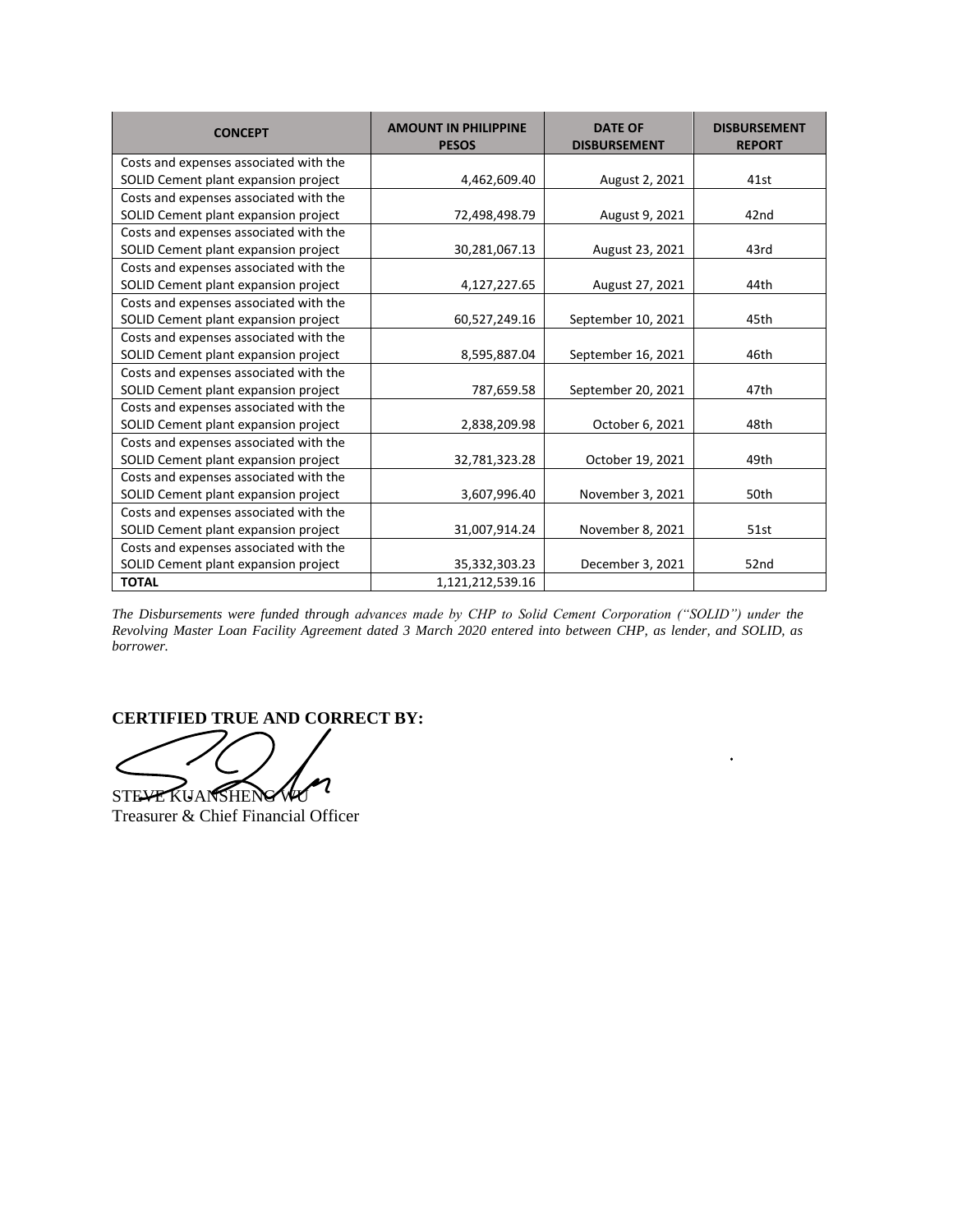| CONCEPT | AMOUNT IN PHILIPPINE PESOS | DATE OF DISBURSEMENT | DISBURSEMENT REPORT |
|---|---|---|---|
| Costs and expenses associated with the SOLID Cement plant expansion project | 4,462,609.40 | August 2, 2021 | 41st |
| Costs and expenses associated with the SOLID Cement plant expansion project | 72,498,498.79 | August 9, 2021 | 42nd |
| Costs and expenses associated with the SOLID Cement plant expansion project | 30,281,067.13 | August 23, 2021 | 43rd |
| Costs and expenses associated with the SOLID Cement plant expansion project | 4,127,227.65 | August 27, 2021 | 44th |
| Costs and expenses associated with the SOLID Cement plant expansion project | 60,527,249.16 | September 10, 2021 | 45th |
| Costs and expenses associated with the SOLID Cement plant expansion project | 8,595,887.04 | September 16, 2021 | 46th |
| Costs and expenses associated with the SOLID Cement plant expansion project | 787,659.58 | September 20, 2021 | 47th |
| Costs and expenses associated with the SOLID Cement plant expansion project | 2,838,209.98 | October 6, 2021 | 48th |
| Costs and expenses associated with the SOLID Cement plant expansion project | 32,781,323.28 | October 19, 2021 | 49th |
| Costs and expenses associated with the SOLID Cement plant expansion project | 3,607,996.40 | November 3, 2021 | 50th |
| Costs and expenses associated with the SOLID Cement plant expansion project | 31,007,914.24 | November 8, 2021 | 51st |
| Costs and expenses associated with the SOLID Cement plant expansion project | 35,332,303.23 | December 3, 2021 | 52nd |
| **TOTAL** | 1,121,212,539.16 | | |

*The Disbursements were funded through advances made by CHP to Solid Cement Corporation ("SOLID") under the Revolving Master Loan Facility Agreement dated 3 March 2020 entered into between CHP, as lender, and SOLID, as borrower.*

**CERTIFIED TRUE AND CORRECT BY:**

STEVE KUANSHENG WU
Treasurer & Chief Financial Officer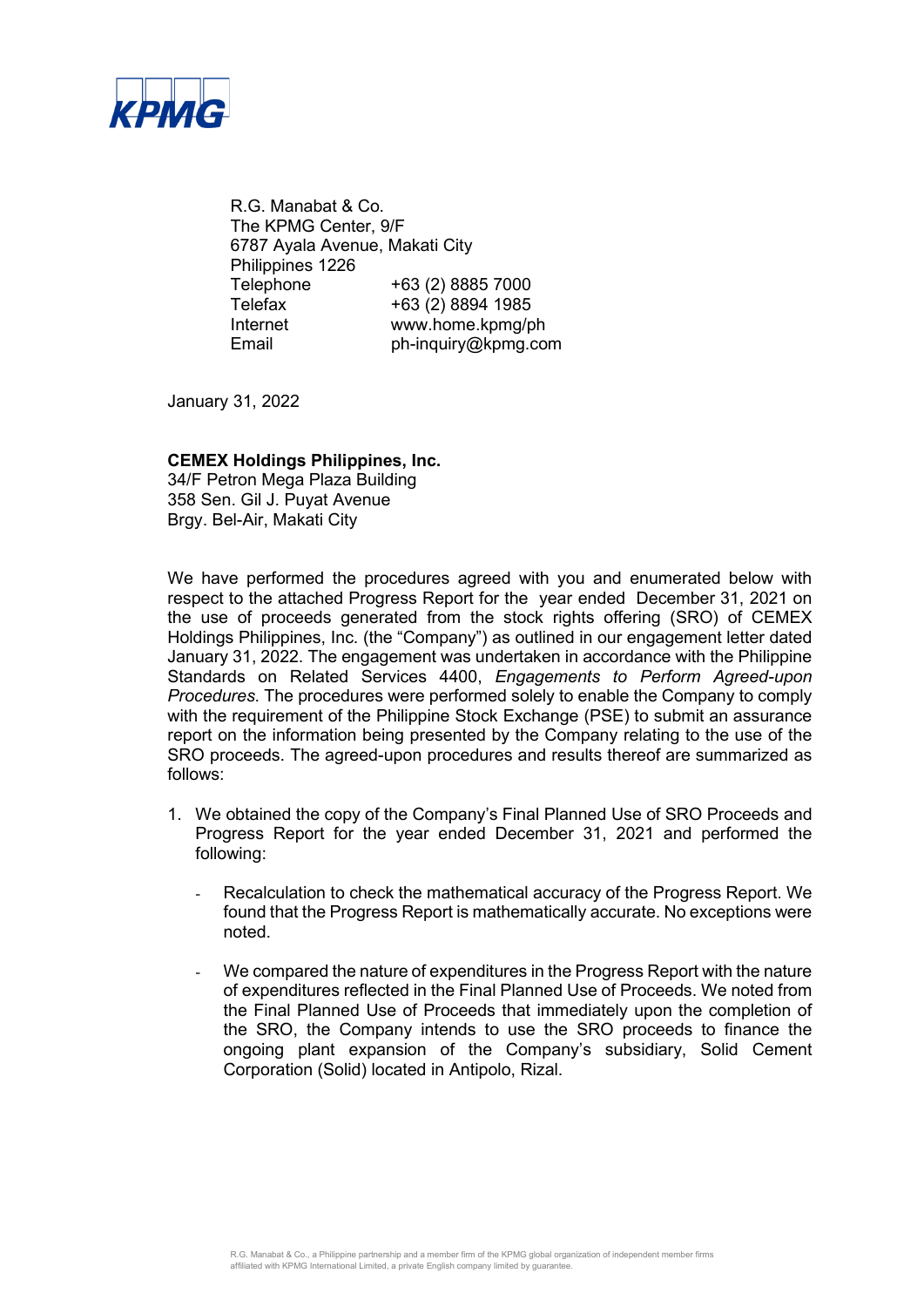KPMG

R.G. Manabat & Co.
The KPMG Center, 9/F
6787 Ayala Avenue, Makati City
Philippines 1226

| | |
|---|---|
| Telephone | +63 (2) 8885 7000 |
| Telefax | +63 (2) 8894 1985 |
| Internet | www.home.kpmg/ph |
| Email | ph-inquiry@kpmg.com |

January 31, 2022

**CEMEX Holdings Philippines, Inc.**
34/F Petron Mega Plaza Building
358 Sen. Gil J. Puyat Avenue
Brgy. Bel-Air, Makati City

We have performed the procedures agreed with you and enumerated below with respect to the attached Progress Report for the year ended December 31, 2021 on the use of proceeds generated from the stock rights offering (SRO) of CEMEX Holdings Philippines, Inc. (the "Company") as outlined in our engagement letter dated January 31, 2022. The engagement was undertaken in accordance with the Philippine Standards on Related Services 4400, *Engagements to Perform Agreed-upon Procedures*. The procedures were performed solely to enable the Company to comply with the requirement of the Philippine Stock Exchange (PSE) to submit an assurance report on the information being presented by the Company relating to the use of the SRO proceeds. The agreed-upon procedures and results thereof are summarized as follows:

1. We obtained the copy of the Company's Final Planned Use of SRO Proceeds and Progress Report for the year ended December 31, 2021 and performed the following:

   - Recalculation to check the mathematical accuracy of the Progress Report. We found that the Progress Report is mathematically accurate. No exceptions were noted.

   - We compared the nature of expenditures in the Progress Report with the nature of expenditures reflected in the Final Planned Use of Proceeds. We noted from the Final Planned Use of Proceeds that immediately upon the completion of the SRO, the Company intends to use the SRO proceeds to finance the ongoing plant expansion of the Company's subsidiary, Solid Cement Corporation (Solid) located in Antipolo, Rizal.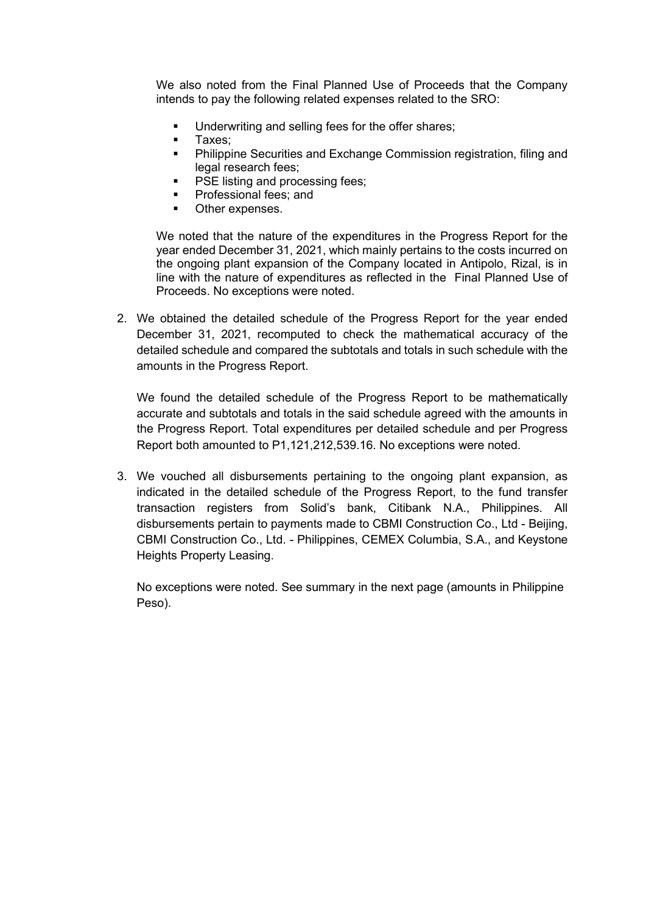We also noted from the Final Planned Use of Proceeds that the Company intends to pay the following related expenses related to the SRO:

- Underwriting and selling fees for the offer shares;
- Taxes;
- Philippine Securities and Exchange Commission registration, filing and legal research fees;
- PSE listing and processing fees;
- Professional fees; and
- Other expenses.

We noted that the nature of the expenditures in the Progress Report for the year ended December 31, 2021, which mainly pertains to the costs incurred on the ongoing plant expansion of the Company located in Antipolo, Rizal, is in line with the nature of expenditures as reflected in the Final Planned Use of Proceeds. No exceptions were noted.

2. We obtained the detailed schedule of the Progress Report for the year ended December 31, 2021, recomputed to check the mathematical accuracy of the detailed schedule and compared the subtotals and totals in such schedule with the amounts in the Progress Report.

   We found the detailed schedule of the Progress Report to be mathematically accurate and subtotals and totals in the said schedule agreed with the amounts in the Progress Report. Total expenditures per detailed schedule and per Progress Report both amounted to P1,121,212,539.16. No exceptions were noted.

3. We vouched all disbursements pertaining to the ongoing plant expansion, as indicated in the detailed schedule of the Progress Report, to the fund transfer transaction registers from Solid's bank, Citibank N.A., Philippines. All disbursements pertain to payments made to CBMI Construction Co., Ltd - Beijing, CBMI Construction Co., Ltd. - Philippines, CEMEX Columbia, S.A., and Keystone Heights Property Leasing.

   No exceptions were noted. See summary in the next page (amounts in Philippine Peso).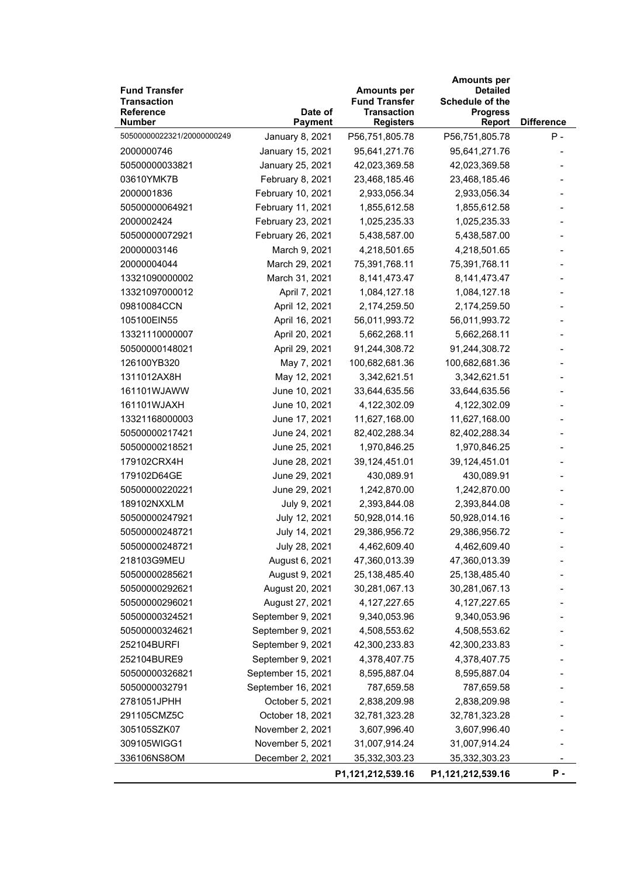| Fund Transfer Transaction Reference Number | Date of Payment | Amounts per Fund Transfer Transaction Registers | Amounts per Detailed Schedule of the Progress Report | Difference |
|---|---|---|---|---|
| 50500000022321/20000000249 | January 8, 2021 | P56,751,805.78 | P56,751,805.78 | P - |
| 2000000746 | January 15, 2021 | 95,641,271.76 | 95,641,271.76 | - |
| 50500000033821 | January 25, 2021 | 42,023,369.58 | 42,023,369.58 | - |
| 03610YMK7B | February 8, 2021 | 23,468,185.46 | 23,468,185.46 | - |
| 2000001836 | February 10, 2021 | 2,933,056.34 | 2,933,056.34 | - |
| 50500000064921 | February 11, 2021 | 1,855,612.58 | 1,855,612.58 | - |
| 2000002424 | February 23, 2021 | 1,025,235.33 | 1,025,235.33 | - |
| 50500000072921 | February 26, 2021 | 5,438,587.00 | 5,438,587.00 | - |
| 20000003146 | March 9, 2021 | 4,218,501.65 | 4,218,501.65 | - |
| 20000004044 | March 29, 2021 | 75,391,768.11 | 75,391,768.11 | - |
| 13321090000002 | March 31, 2021 | 8,141,473.47 | 8,141,473.47 | - |
| 13321097000012 | April 7, 2021 | 1,084,127.18 | 1,084,127.18 | - |
| 09810084CCN | April 12, 2021 | 2,174,259.50 | 2,174,259.50 | - |
| 105100EIN55 | April 16, 2021 | 56,011,993.72 | 56,011,993.72 | - |
| 13321110000007 | April 20, 2021 | 5,662,268.11 | 5,662,268.11 | - |
| 50500000148021 | April 29, 2021 | 91,244,308.72 | 91,244,308.72 | - |
| 126100YB320 | May 7, 2021 | 100,682,681.36 | 100,682,681.36 | - |
| 1311012AX8H | May 12, 2021 | 3,342,621.51 | 3,342,621.51 | - |
| 161101WJAWW | June 10, 2021 | 33,644,635.56 | 33,644,635.56 | - |
| 161101WJAXH | June 10, 2021 | 4,122,302.09 | 4,122,302.09 | - |
| 13321168000003 | June 17, 2021 | 11,627,168.00 | 11,627,168.00 | - |
| 50500000217421 | June 24, 2021 | 82,402,288.34 | 82,402,288.34 | - |
| 50500000218521 | June 25, 2021 | 1,970,846.25 | 1,970,846.25 | - |
| 179102CRX4H | June 28, 2021 | 39,124,451.01 | 39,124,451.01 | - |
| 179102D64GE | June 29, 2021 | 430,089.91 | 430,089.91 | - |
| 50500000220221 | June 29, 2021 | 1,242,870.00 | 1,242,870.00 | - |
| 189102NXXLM | July 9, 2021 | 2,393,844.08 | 2,393,844.08 | - |
| 50500000247921 | July 12, 2021 | 50,928,014.16 | 50,928,014.16 | - |
| 50500000248721 | July 14, 2021 | 29,386,956.72 | 29,386,956.72 | - |
| 50500000248721 | July 28, 2021 | 4,462,609.40 | 4,462,609.40 | - |
| 218103G9MEU | August 6, 2021 | 47,360,013.39 | 47,360,013.39 | - |
| 50500000285621 | August 9, 2021 | 25,138,485.40 | 25,138,485.40 | - |
| 50500000292621 | August 20, 2021 | 30,281,067.13 | 30,281,067.13 | - |
| 50500000296021 | August 27, 2021 | 4,127,227.65 | 4,127,227.65 | - |
| 50500000324521 | September 9, 2021 | 9,340,053.96 | 9,340,053.96 | - |
| 50500000324621 | September 9, 2021 | 4,508,553.62 | 4,508,553.62 | - |
| 252104BURFI | September 9, 2021 | 42,300,233.83 | 42,300,233.83 | - |
| 252104BURE9 | September 9, 2021 | 4,378,407.75 | 4,378,407.75 | - |
| 50500000326821 | September 15, 2021 | 8,595,887.04 | 8,595,887.04 | - |
| 5050000032791 | September 16, 2021 | 787,659.58 | 787,659.58 | - |
| 2781051JPHH | October 5, 2021 | 2,838,209.98 | 2,838,209.98 | - |
| 291105CMZ5C | October 18, 2021 | 32,781,323.28 | 32,781,323.28 | - |
| 305105SZK07 | November 2, 2021 | 3,607,996.40 | 3,607,996.40 | - |
| 309105WIGG1 | November 5, 2021 | 31,007,914.24 | 31,007,914.24 | - |
| 336106NS8OM | December 2, 2021 | 35,332,303.23 | 35,332,303.23 | - |
| | | **P1,121,212,539.16** | **P1,121,212,539.16** | **P -** |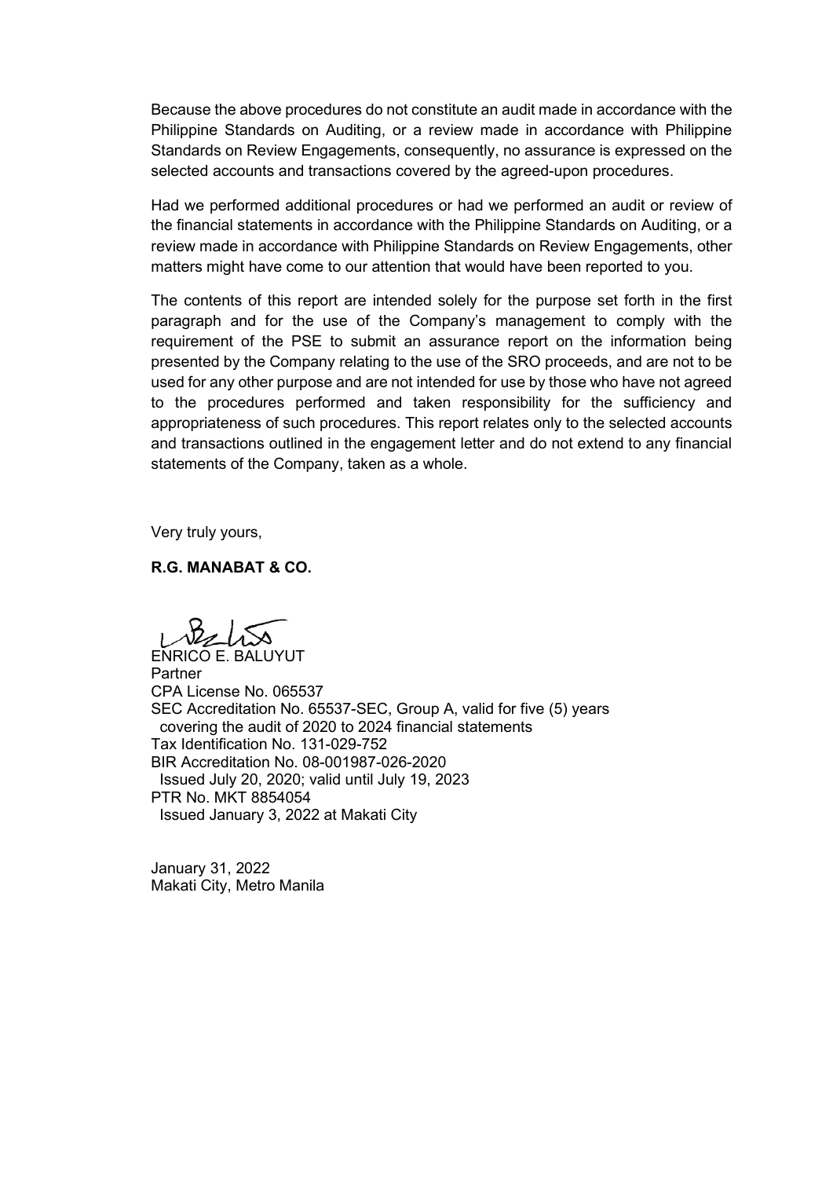Because the above procedures do not constitute an audit made in accordance with the Philippine Standards on Auditing, or a review made in accordance with Philippine Standards on Review Engagements, consequently, no assurance is expressed on the selected accounts and transactions covered by the agreed-upon procedures.

Had we performed additional procedures or had we performed an audit or review of the financial statements in accordance with the Philippine Standards on Auditing, or a review made in accordance with Philippine Standards on Review Engagements, other matters might have come to our attention that would have been reported to you.

The contents of this report are intended solely for the purpose set forth in the first paragraph and for the use of the Company's management to comply with the requirement of the PSE to submit an assurance report on the information being presented by the Company relating to the use of the SRO proceeds, and are not to be used for any other purpose and are not intended for use by those who have not agreed to the procedures performed and taken responsibility for the sufficiency and appropriateness of such procedures. This report relates only to the selected accounts and transactions outlined in the engagement letter and do not extend to any financial statements of the Company, taken as a whole.

Very truly yours,

**R.G. MANABAT & CO.**

ENRICO E. BALUYUT
Partner
CPA License No. 065537
SEC Accreditation No. 65537-SEC, Group A, valid for five (5) years
  covering the audit of 2020 to 2024 financial statements
Tax Identification No. 131-029-752
BIR Accreditation No. 08-001987-026-2020
  Issued July 20, 2020; valid until July 19, 2023
PTR No. MKT 8854054
  Issued January 3, 2022 at Makati City

January 31, 2022
Makati City, Metro Manila